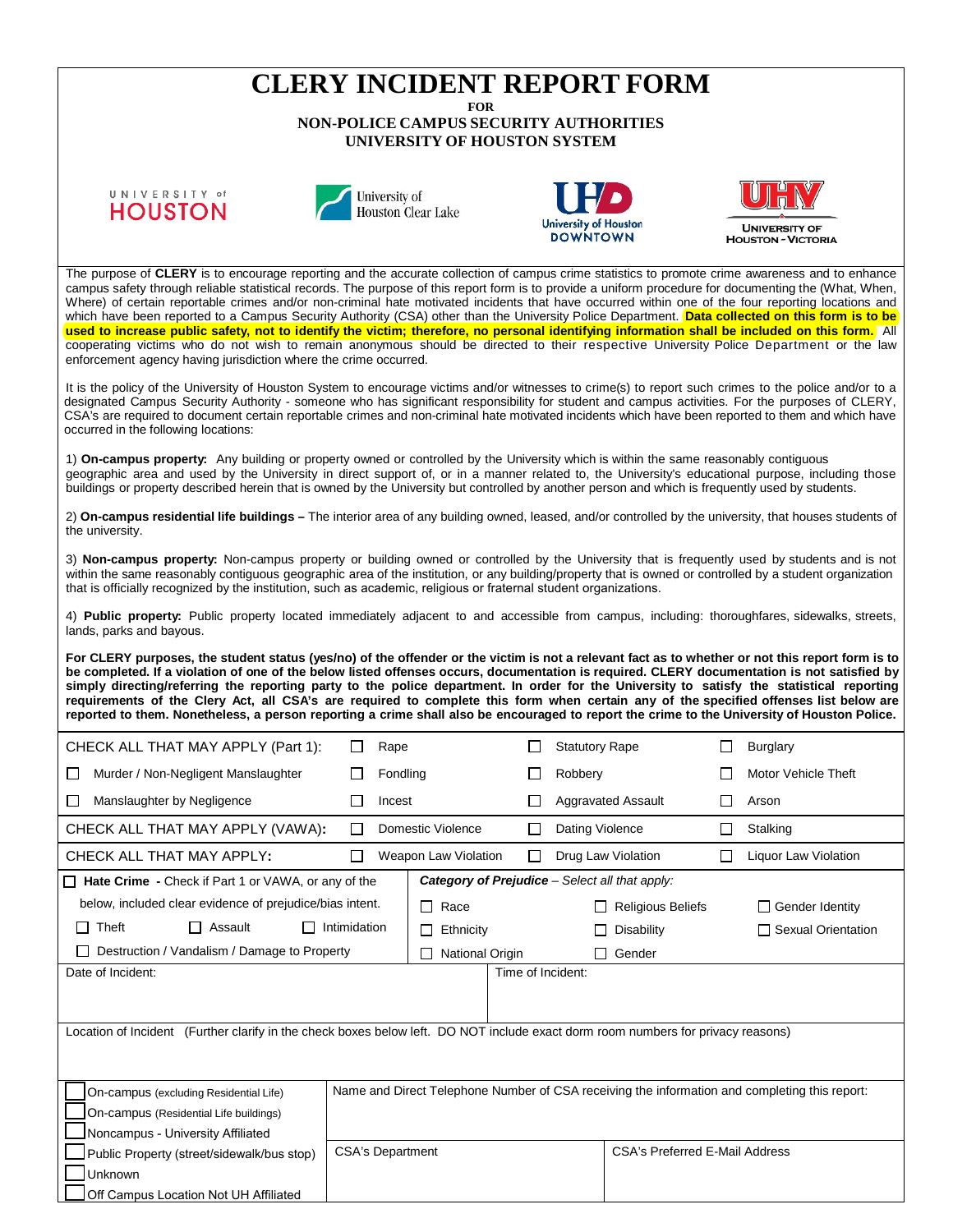# CLERY INCIDENT REPORT FORM

**FOR**

**NON-POLICE CAMPUS SECURITY AUTHORITIES**

**UNIVERSITY OF HOUSTON SYSTEM**

UNIVERSITY of HOUSTON | University of Houston Clear Lake | University of Houston DOWNTOWN | UNIVERSITY OF HOUSTON - VICTORIA

The purpose of **CLERY** is to encourage reporting and the accurate collection of campus crime statistics to promote crime awareness and to enhance campus safety through reliable statistical records. The purpose of this report form is to provide a uniform procedure for documenting the (What, When, Where) of certain reportable crimes and/or non-criminal hate motivated incidents that have occurred within one of the four reporting locations and which have been reported to a Campus Security Authority (CSA) other than the University Police Department. **Data collected on this form is to be used to increase public safety, not to identify the victim; therefore, no personal identifying information shall be included on this form.** All cooperating victims who do not wish to remain anonymous should be directed to their respective University Police Department or the law enforcement agency having jurisdiction where the crime occurred.

It is the policy of the University of Houston System to encourage victims and/or witnesses to crime(s) to report such crimes to the police and/or to a designated Campus Security Authority - someone who has significant responsibility for student and campus activities. For the purposes of CLERY, CSA's are required to document certain reportable crimes and non-criminal hate motivated incidents which have been reported to them and which have occurred in the following locations:

1) **On-campus property:** Any building or property owned or controlled by the University which is within the same reasonably contiguous geographic area and used by the University in direct support of, or in a manner related to, the University's educational purpose, including those buildings or property described herein that is owned by the University but controlled by another person and which is frequently used by students.

2) **On-campus residential life buildings –** The interior area of any building owned, leased, and/or controlled by the university, that houses students of the university.

3) **Non-campus property:** Non-campus property or building owned or controlled by the University that is frequently used by students and is not within the same reasonably contiguous geographic area of the institution, or any building/property that is owned or controlled by a student organization that is officially recognized by the institution, such as academic, religious or fraternal student organizations.

4) **Public property:** Public property located immediately adjacent to and accessible from campus, including: thoroughfares, sidewalks, streets, lands, parks and bayous.

**For CLERY purposes, the student status (yes/no) of the offender or the victim is not a relevant fact as to whether or not this report form is to be completed. If a violation of one of the below listed offenses occurs, documentation is required. CLERY documentation is not satisfied by simply directing/referring the reporting party to the police department. In order for the University to satisfy the statistical reporting requirements of the Clery Act, all CSA's are required to complete this form when certain any of the specified offenses list below are reported to them. Nonetheless, a person reporting a crime shall also be encouraged to report the crime to the University of Houston Police.**

| CHECK ALL THAT MAY APPLY (Part 1): | ☐ Rape | ☐ Statutory Rape | ☐ Burglary |
|---|---|---|---|
| ☐ Murder / Non-Negligent Manslaughter | ☐ Fondling | ☐ Robbery | ☐ Motor Vehicle Theft |
| ☐ Manslaughter by Negligence | ☐ Incest | ☐ Aggravated Assault | ☐ Arson |
| CHECK ALL THAT MAY APPLY (VAWA): | ☐ Domestic Violence | ☐ Dating Violence | ☐ Stalking |
| CHECK ALL THAT MAY APPLY: | ☐ Weapon Law Violation | ☐ Drug Law Violation | ☐ Liquor Law Violation |

| ☐ **Hate Crime** - Check if Part 1 or VAWA, or any of the below, included clear evidence of prejudice/bias intent. | ***Category of Prejudice*** *– Select all that apply:* | | |
|---|---|---|---|
| ☐ Theft ☐ Assault ☐ Intimidation | ☐ Race | ☐ Religious Beliefs | ☐ Gender Identity |
| ☐ Destruction / Vandalism / Damage to Property | ☐ Ethnicity | ☐ Disability | ☐ Sexual Orientation |
| | ☐ National Origin | ☐ Gender | |

| Date of Incident: | Time of Incident: |
|---|---|
| | |

Location of Incident (Further clarify in the check boxes below left. DO NOT include exact dorm room numbers for privacy reasons)

| ☐ On-campus (excluding Residential Life)<br>☐ On-campus (Residential Life buildings)<br>☐ Noncampus - University Affiliated | Name and Direct Telephone Number of CSA receiving the information and completing this report: | |
|---|---|---|
| ☐ Public Property (street/sidewalk/bus stop)<br>☐ Unknown<br>☐ Off Campus Location Not UH Affiliated | CSA's Department | CSA's Preferred E-Mail Address |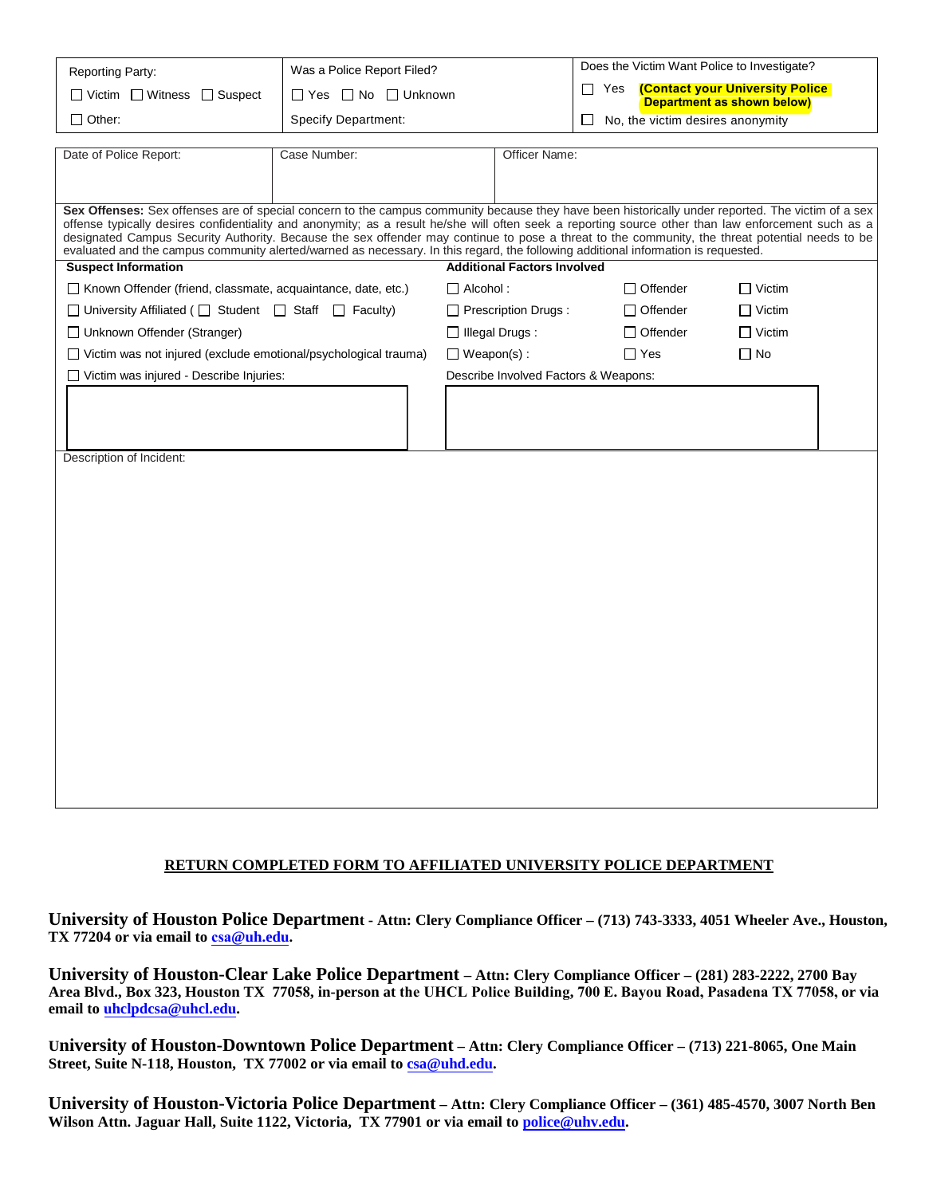| Reporting Party: | Was a Police Report Filed? | Does the Victim Want Police to Investigate? |
|---|---|---|
| ☐ Victim ☐ Witness ☐ Suspect | ☐ Yes ☐ No ☐ Unknown | ☐ Yes **(Contact your University Police Department as shown below)** |
| ☐ Other: | Specify Department: | ☐ No, the victim desires anonymity |

| Date of Police Report: | Case Number: | Officer Name: |
|---|---|---|
| | | |

**Sex Offenses:** Sex offenses are of special concern to the campus community because they have been historically under reported. The victim of a sex offense typically desires confidentiality and anonymity; as a result he/she will often seek a reporting source other than law enforcement such as a designated Campus Security Authority. Because the sex offender may continue to pose a threat to the community, the threat potential needs to be evaluated and the campus community alerted/warned as necessary. In this regard, the following additional information is requested.

| Suspect Information | Additional Factors Involved | | |
|---|---|---|---|
| ☐ Known Offender (friend, classmate, acquaintance, date, etc.) | ☐ Alcohol : | ☐ Offender | ☐ Victim |
| ☐ University Affiliated ( ☐ Student ☐ Staff ☐ Faculty) | ☐ Prescription Drugs : | ☐ Offender | ☐ Victim |
| ☐ Unknown Offender (Stranger) | ☐ Illegal Drugs : | ☐ Offender | ☐ Victim |
| ☐ Victim was not injured (exclude emotional/psychological trauma) | ☐ Weapon(s) : | ☐ Yes | ☐ No |
| ☐ Victim was injured - Describe Injuries: | Describe Involved Factors & Weapons: | | |

Description of Incident:

**RETURN COMPLETED FORM TO AFFILIATED UNIVERSITY POLICE DEPARTMENT**

**University of Houston Police Department - Attn: Clery Compliance Officer – (713) 743-3333, 4051 Wheeler Ave., Houston, TX 77204 or via email to csa@uh.edu.**

**University of Houston-Clear Lake Police Department – Attn: Clery Compliance Officer – (281) 283-2222, 2700 Bay Area Blvd., Box 323, Houston TX 77058, in-person at the UHCL Police Building, 700 E. Bayou Road, Pasadena TX 77058, or via email to uhclpdcsa@uhcl.edu.**

**University of Houston-Downtown Police Department – Attn: Clery Compliance Officer – (713) 221-8065, One Main Street, Suite N-118, Houston, TX 77002 or via email to csa@uhd.edu.**

**University of Houston-Victoria Police Department – Attn: Clery Compliance Officer – (361) 485-4570, 3007 North Ben Wilson Attn. Jaguar Hall, Suite 1122, Victoria, TX 77901 or via email to police@uhv.edu.**